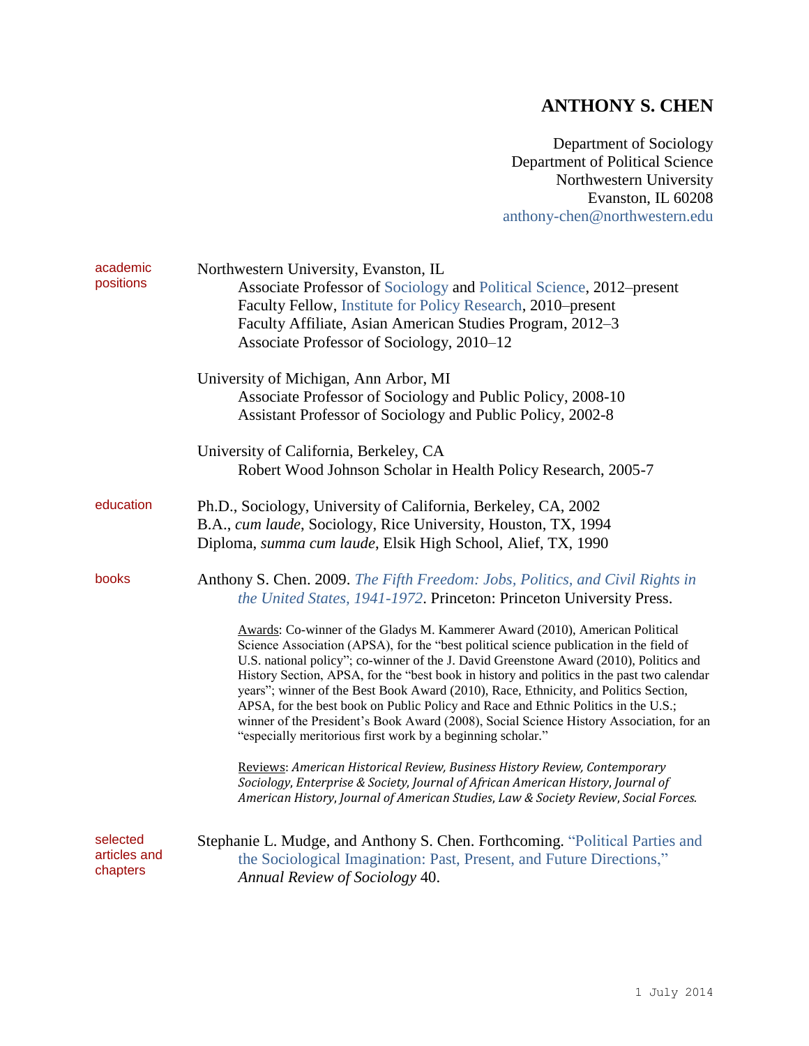# ANTHONY S. CHEN

Department of Sociology
Department of Political Science
Northwestern University
Evanston, IL 60208
anthony-chen@northwestern.edu

## academic positions

Northwestern University, Evanston, IL

- Associate Professor of Sociology and Political Science, 2012–present
- Faculty Fellow, Institute for Policy Research, 2010–present
- Faculty Affiliate, Asian American Studies Program, 2012–3
- Associate Professor of Sociology, 2010–12

University of Michigan, Ann Arbor, MI

- Associate Professor of Sociology and Public Policy, 2008-10
- Assistant Professor of Sociology and Public Policy, 2002-8

University of California, Berkeley, CA

- Robert Wood Johnson Scholar in Health Policy Research, 2005-7

## education

Ph.D., Sociology, University of California, Berkeley, CA, 2002
B.A., *cum laude*, Sociology, Rice University, Houston, TX, 1994
Diploma, *summa cum laude*, Elsik High School, Alief, TX, 1990

## books

Anthony S. Chen. 2009. *The Fifth Freedom: Jobs, Politics, and Civil Rights in the United States, 1941-1972*. Princeton: Princeton University Press.

Awards: Co-winner of the Gladys M. Kammerer Award (2010), American Political Science Association (APSA), for the "best political science publication in the field of U.S. national policy"; co-winner of the J. David Greenstone Award (2010), Politics and History Section, APSA, for the "best book in history and politics in the past two calendar years"; winner of the Best Book Award (2010), Race, Ethnicity, and Politics Section, APSA, for the best book on Public Policy and Race and Ethnic Politics in the U.S.; winner of the President's Book Award (2008), Social Science History Association, for an "especially meritorious first work by a beginning scholar."

Reviews: *American Historical Review, Business History Review, Contemporary Sociology, Enterprise & Society, Journal of African American History, Journal of American History, Journal of American Studies, Law & Society Review, Social Forces.*

## selected articles and chapters

Stephanie L. Mudge, and Anthony S. Chen. Forthcoming. "Political Parties and the Sociological Imagination: Past, Present, and Future Directions," *Annual Review of Sociology* 40.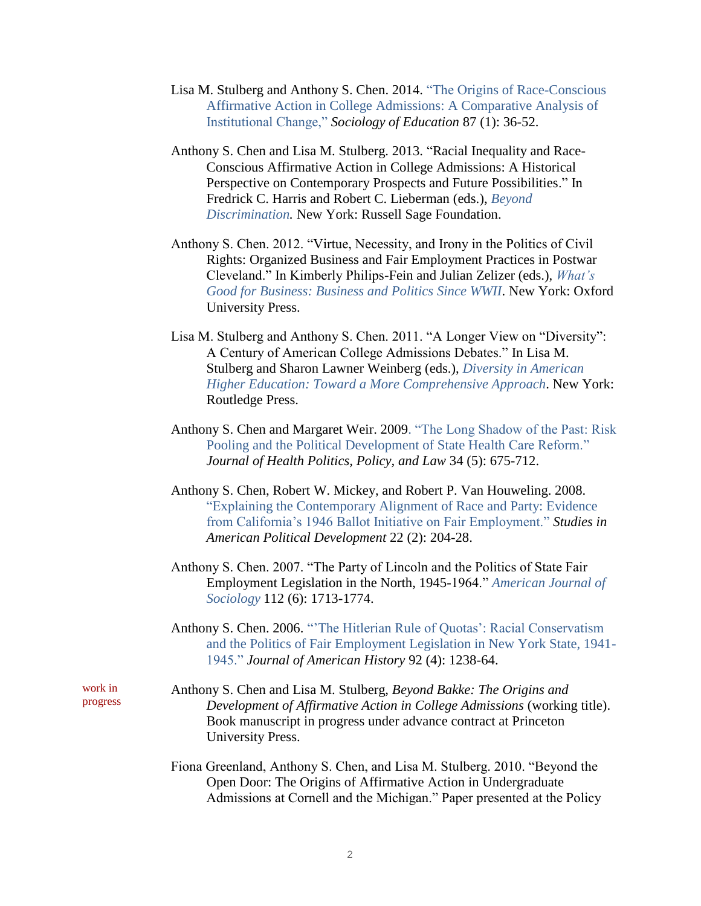Lisa M. Stulberg and Anthony S. Chen. 2014. "The Origins of Race-Conscious Affirmative Action in College Admissions: A Comparative Analysis of Institutional Change," *Sociology of Education* 87 (1): 36-52.

Anthony S. Chen and Lisa M. Stulberg. 2013. "Racial Inequality and Race-Conscious Affirmative Action in College Admissions: A Historical Perspective on Contemporary Prospects and Future Possibilities." In Fredrick C. Harris and Robert C. Lieberman (eds.), *Beyond Discrimination.* New York: Russell Sage Foundation.

Anthony S. Chen. 2012. "Virtue, Necessity, and Irony in the Politics of Civil Rights: Organized Business and Fair Employment Practices in Postwar Cleveland." In Kimberly Philips-Fein and Julian Zelizer (eds.), *What's Good for Business: Business and Politics Since WWII*. New York: Oxford University Press.

Lisa M. Stulberg and Anthony S. Chen. 2011. "A Longer View on "Diversity": A Century of American College Admissions Debates." In Lisa M. Stulberg and Sharon Lawner Weinberg (eds.), *Diversity in American Higher Education: Toward a More Comprehensive Approach*. New York: Routledge Press.

Anthony S. Chen and Margaret Weir. 2009. "The Long Shadow of the Past: Risk Pooling and the Political Development of State Health Care Reform." *Journal of Health Politics, Policy, and Law* 34 (5): 675-712.

Anthony S. Chen, Robert W. Mickey, and Robert P. Van Houweling. 2008. "Explaining the Contemporary Alignment of Race and Party: Evidence from California's 1946 Ballot Initiative on Fair Employment." *Studies in American Political Development* 22 (2): 204-28.

Anthony S. Chen. 2007. "The Party of Lincoln and the Politics of State Fair Employment Legislation in the North, 1945-1964." *American Journal of Sociology* 112 (6): 1713-1774.

Anthony S. Chen. 2006. "'The Hitlerian Rule of Quotas': Racial Conservatism and the Politics of Fair Employment Legislation in New York State, 1941-1945." *Journal of American History* 92 (4): 1238-64.

work in progress

Anthony S. Chen and Lisa M. Stulberg, *Beyond Bakke: The Origins and Development of Affirmative Action in College Admissions* (working title). Book manuscript in progress under advance contract at Princeton University Press.

Fiona Greenland, Anthony S. Chen, and Lisa M. Stulberg. 2010. "Beyond the Open Door: The Origins of Affirmative Action in Undergraduate Admissions at Cornell and the Michigan." Paper presented at the Policy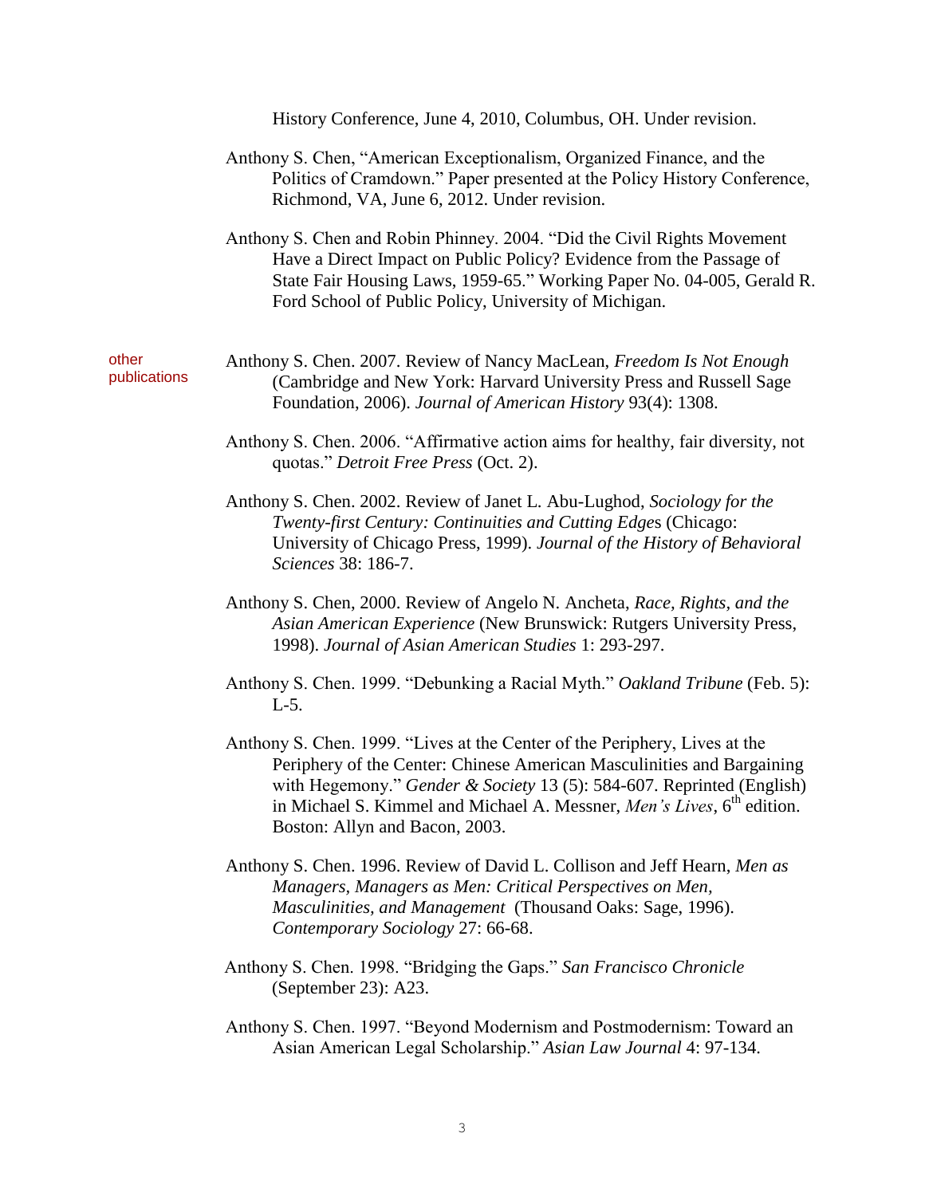History Conference, June 4, 2010, Columbus, OH. Under revision.

Anthony S. Chen, "American Exceptionalism, Organized Finance, and the Politics of Cramdown." Paper presented at the Policy History Conference, Richmond, VA, June 6, 2012. Under revision.

Anthony S. Chen and Robin Phinney. 2004. "Did the Civil Rights Movement Have a Direct Impact on Public Policy? Evidence from the Passage of State Fair Housing Laws, 1959-65." Working Paper No. 04-005, Gerald R. Ford School of Public Policy, University of Michigan.

other publications

Anthony S. Chen. 2007. Review of Nancy MacLean, *Freedom Is Not Enough* (Cambridge and New York: Harvard University Press and Russell Sage Foundation, 2006). *Journal of American History* 93(4): 1308.

Anthony S. Chen. 2006. "Affirmative action aims for healthy, fair diversity, not quotas." *Detroit Free Press* (Oct. 2).

Anthony S. Chen. 2002. Review of Janet L. Abu-Lughod, *Sociology for the Twenty-first Century: Continuities and Cutting Edges* (Chicago: University of Chicago Press, 1999). *Journal of the History of Behavioral Sciences* 38: 186-7.

Anthony S. Chen, 2000. Review of Angelo N. Ancheta, *Race, Rights, and the Asian American Experience* (New Brunswick: Rutgers University Press, 1998). *Journal of Asian American Studies* 1: 293-297.

Anthony S. Chen. 1999. "Debunking a Racial Myth." *Oakland Tribune* (Feb. 5): L-5.

Anthony S. Chen. 1999. "Lives at the Center of the Periphery, Lives at the Periphery of the Center: Chinese American Masculinities and Bargaining with Hegemony." *Gender & Society* 13 (5): 584-607. Reprinted (English) in Michael S. Kimmel and Michael A. Messner, *Men's Lives*, 6th edition. Boston: Allyn and Bacon, 2003.

Anthony S. Chen. 1996. Review of David L. Collison and Jeff Hearn, *Men as Managers, Managers as Men: Critical Perspectives on Men, Masculinities, and Management* (Thousand Oaks: Sage, 1996). *Contemporary Sociology* 27: 66-68.

Anthony S. Chen. 1998. "Bridging the Gaps." *San Francisco Chronicle* (September 23): A23.

Anthony S. Chen. 1997. "Beyond Modernism and Postmodernism: Toward an Asian American Legal Scholarship." *Asian Law Journal* 4: 97-134.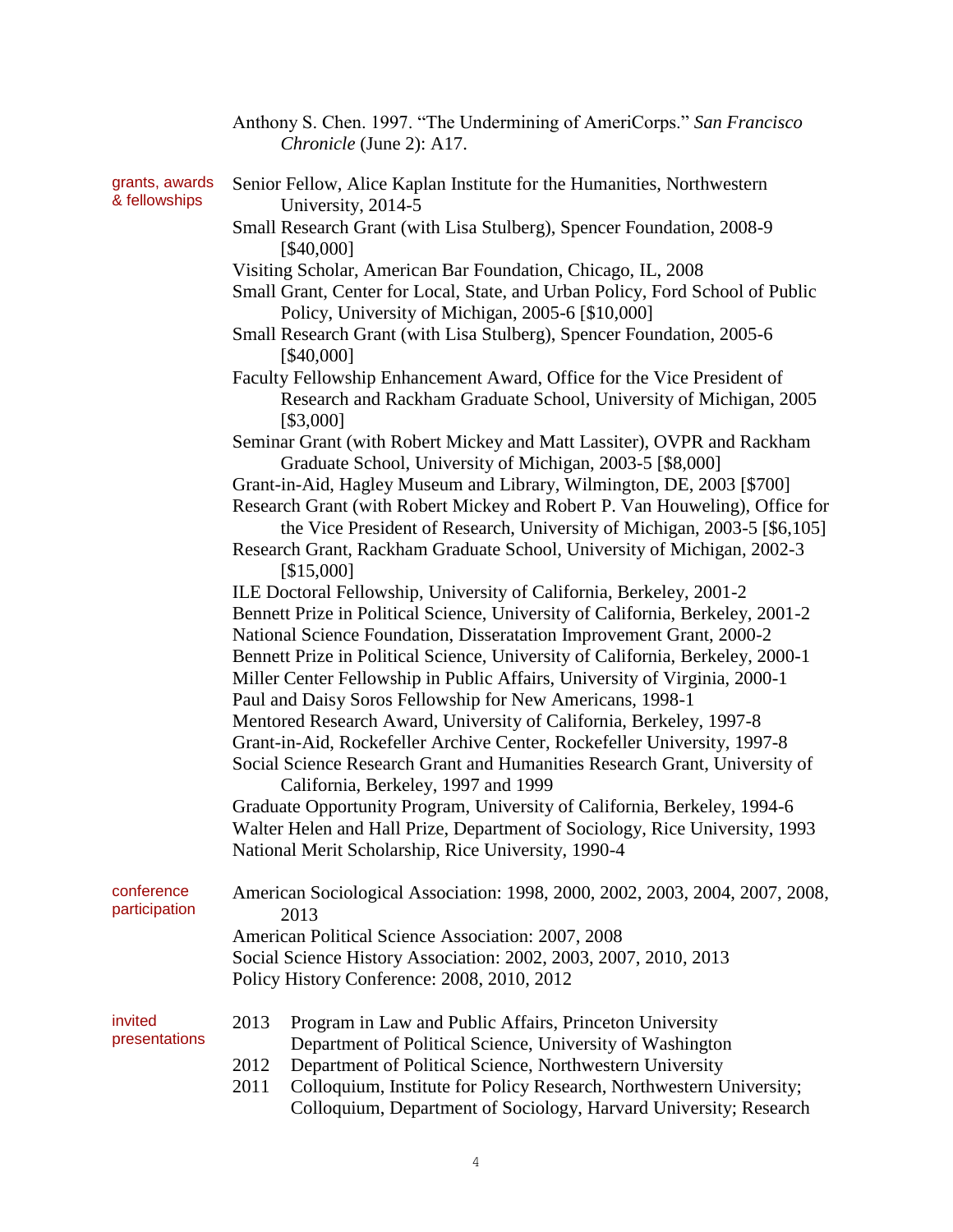Anthony S. Chen. 1997. "The Undermining of AmeriCorps." *San Francisco Chronicle* (June 2): A17.

## grants, awards & fellowships

Senior Fellow, Alice Kaplan Institute for the Humanities, Northwestern University, 2014-5

Small Research Grant (with Lisa Stulberg), Spencer Foundation, 2008-9 [$40,000]

Visiting Scholar, American Bar Foundation, Chicago, IL, 2008

Small Grant, Center for Local, State, and Urban Policy, Ford School of Public Policy, University of Michigan, 2005-6 [$10,000]

Small Research Grant (with Lisa Stulberg), Spencer Foundation, 2005-6 [$40,000]

Faculty Fellowship Enhancement Award, Office for the Vice President of Research and Rackham Graduate School, University of Michigan, 2005 [$3,000]

Seminar Grant (with Robert Mickey and Matt Lassiter), OVPR and Rackham Graduate School, University of Michigan, 2003-5 [$8,000]

Grant-in-Aid, Hagley Museum and Library, Wilmington, DE, 2003 [$700]

Research Grant (with Robert Mickey and Robert P. Van Houweling), Office for the Vice President of Research, University of Michigan, 2003-5 [$6,105]

Research Grant, Rackham Graduate School, University of Michigan, 2002-3 [$15,000]

ILE Doctoral Fellowship, University of California, Berkeley, 2001-2

Bennett Prize in Political Science, University of California, Berkeley, 2001-2

National Science Foundation, Disseratation Improvement Grant, 2000-2

Bennett Prize in Political Science, University of California, Berkeley, 2000-1

Miller Center Fellowship in Public Affairs, University of Virginia, 2000-1

Paul and Daisy Soros Fellowship for New Americans, 1998-1

Mentored Research Award, University of California, Berkeley, 1997-8

Grant-in-Aid, Rockefeller Archive Center, Rockefeller University, 1997-8

Social Science Research Grant and Humanities Research Grant, University of California, Berkeley, 1997 and 1999

Graduate Opportunity Program, University of California, Berkeley, 1994-6

Walter Helen and Hall Prize, Department of Sociology, Rice University, 1993

National Merit Scholarship, Rice University, 1990-4

## conference participation

American Sociological Association: 1998, 2000, 2002, 2003, 2004, 2007, 2008, 2013

American Political Science Association: 2007, 2008

Social Science History Association: 2002, 2003, 2007, 2010, 2013

Policy History Conference: 2008, 2010, 2012

## invited presentations

2013 Program in Law and Public Affairs, Princeton University
Department of Political Science, University of Washington

2012 Department of Political Science, Northwestern University

2011 Colloquium, Institute for Policy Research, Northwestern University; Colloquium, Department of Sociology, Harvard University; Research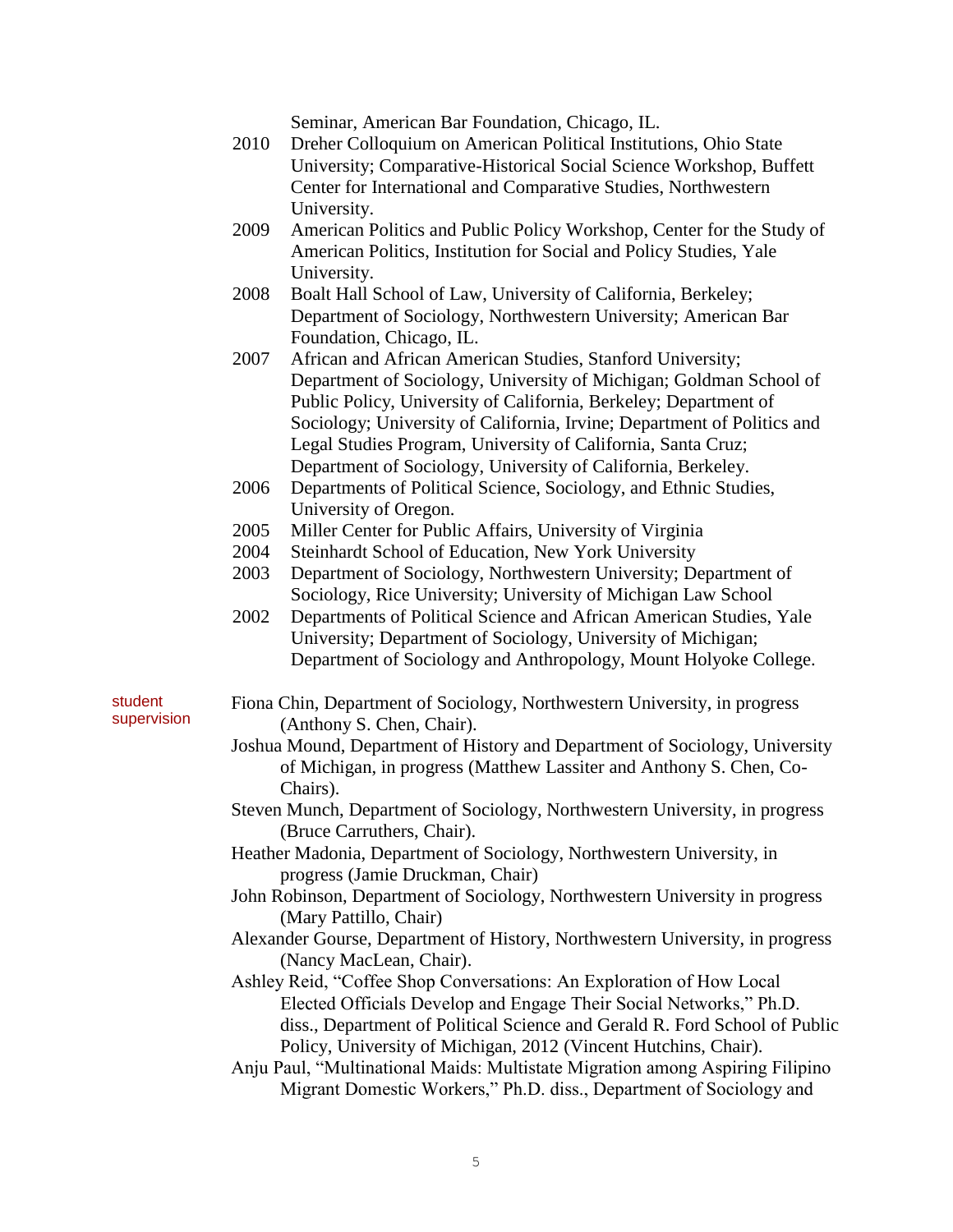Seminar, American Bar Foundation, Chicago, IL.

- 2010 Dreher Colloquium on American Political Institutions, Ohio State University; Comparative-Historical Social Science Workshop, Buffett Center for International and Comparative Studies, Northwestern University.
- 2009 American Politics and Public Policy Workshop, Center for the Study of American Politics, Institution for Social and Policy Studies, Yale University.
- 2008 Boalt Hall School of Law, University of California, Berkeley; Department of Sociology, Northwestern University; American Bar Foundation, Chicago, IL.
- 2007 African and African American Studies, Stanford University; Department of Sociology, University of Michigan; Goldman School of Public Policy, University of California, Berkeley; Department of Sociology; University of California, Irvine; Department of Politics and Legal Studies Program, University of California, Santa Cruz; Department of Sociology, University of California, Berkeley.
- 2006 Departments of Political Science, Sociology, and Ethnic Studies, University of Oregon.
- 2005 Miller Center for Public Affairs, University of Virginia
- 2004 Steinhardt School of Education, New York University
- 2003 Department of Sociology, Northwestern University; Department of Sociology, Rice University; University of Michigan Law School
- 2002 Departments of Political Science and African American Studies, Yale University; Department of Sociology, University of Michigan; Department of Sociology and Anthropology, Mount Holyoke College.

**student supervision**

Fiona Chin, Department of Sociology, Northwestern University, in progress (Anthony S. Chen, Chair).

Joshua Mound, Department of History and Department of Sociology, University of Michigan, in progress (Matthew Lassiter and Anthony S. Chen, Co-Chairs).

Steven Munch, Department of Sociology, Northwestern University, in progress (Bruce Carruthers, Chair).

Heather Madonia, Department of Sociology, Northwestern University, in progress (Jamie Druckman, Chair)

John Robinson, Department of Sociology, Northwestern University in progress (Mary Pattillo, Chair)

Alexander Gourse, Department of History, Northwestern University, in progress (Nancy MacLean, Chair).

Ashley Reid, "Coffee Shop Conversations: An Exploration of How Local Elected Officials Develop and Engage Their Social Networks," Ph.D. diss., Department of Political Science and Gerald R. Ford School of Public Policy, University of Michigan, 2012 (Vincent Hutchins, Chair).

Anju Paul, "Multinational Maids: Multistate Migration among Aspiring Filipino Migrant Domestic Workers," Ph.D. diss., Department of Sociology and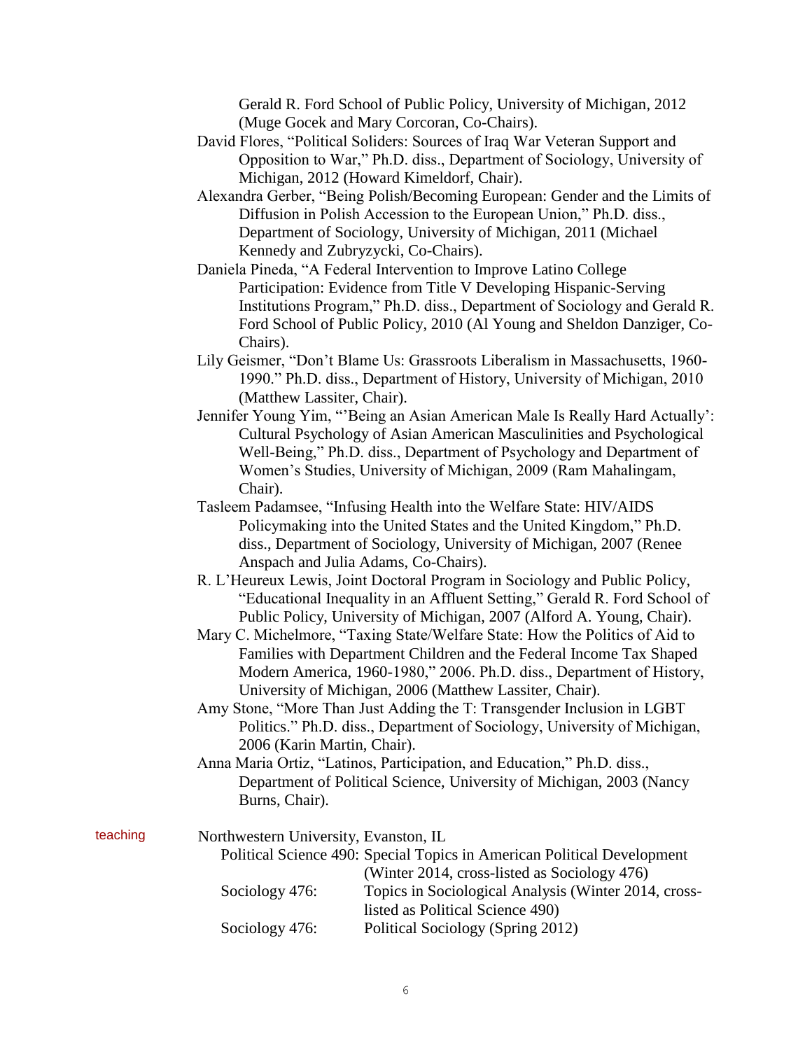Gerald R. Ford School of Public Policy, University of Michigan, 2012 (Muge Gocek and Mary Corcoran, Co-Chairs).

David Flores, "Political Soliders: Sources of Iraq War Veteran Support and Opposition to War," Ph.D. diss., Department of Sociology, University of Michigan, 2012 (Howard Kimeldorf, Chair).

Alexandra Gerber, "Being Polish/Becoming European: Gender and the Limits of Diffusion in Polish Accession to the European Union," Ph.D. diss., Department of Sociology, University of Michigan, 2011 (Michael Kennedy and Zubryzycki, Co-Chairs).

Daniela Pineda, "A Federal Intervention to Improve Latino College Participation: Evidence from Title V Developing Hispanic-Serving Institutions Program," Ph.D. diss., Department of Sociology and Gerald R. Ford School of Public Policy, 2010 (Al Young and Sheldon Danziger, Co-Chairs).

Lily Geismer, "Don't Blame Us: Grassroots Liberalism in Massachusetts, 1960-1990." Ph.D. diss., Department of History, University of Michigan, 2010 (Matthew Lassiter, Chair).

Jennifer Young Yim, "'Being an Asian American Male Is Really Hard Actually': Cultural Psychology of Asian American Masculinities and Psychological Well-Being," Ph.D. diss., Department of Psychology and Department of Women's Studies, University of Michigan, 2009 (Ram Mahalingam, Chair).

Tasleem Padamsee, "Infusing Health into the Welfare State: HIV/AIDS Policymaking into the United States and the United Kingdom," Ph.D. diss., Department of Sociology, University of Michigan, 2007 (Renee Anspach and Julia Adams, Co-Chairs).

R. L'Heureux Lewis, Joint Doctoral Program in Sociology and Public Policy, "Educational Inequality in an Affluent Setting," Gerald R. Ford School of Public Policy, University of Michigan, 2007 (Alford A. Young, Chair).

Mary C. Michelmore, "Taxing State/Welfare State: How the Politics of Aid to Families with Department Children and the Federal Income Tax Shaped Modern America, 1960-1980," 2006. Ph.D. diss., Department of History, University of Michigan, 2006 (Matthew Lassiter, Chair).

Amy Stone, "More Than Just Adding the T: Transgender Inclusion in LGBT Politics." Ph.D. diss., Department of Sociology, University of Michigan, 2006 (Karin Martin, Chair).

Anna Maria Ortiz, "Latinos, Participation, and Education," Ph.D. diss., Department of Political Science, University of Michigan, 2003 (Nancy Burns, Chair).

## teaching

Northwestern University, Evanston, IL

Political Science 490: Special Topics in American Political Development (Winter 2014, cross-listed as Sociology 476)

Sociology 476: Topics in Sociological Analysis (Winter 2014, cross-listed as Political Science 490)

Sociology 476: Political Sociology (Spring 2012)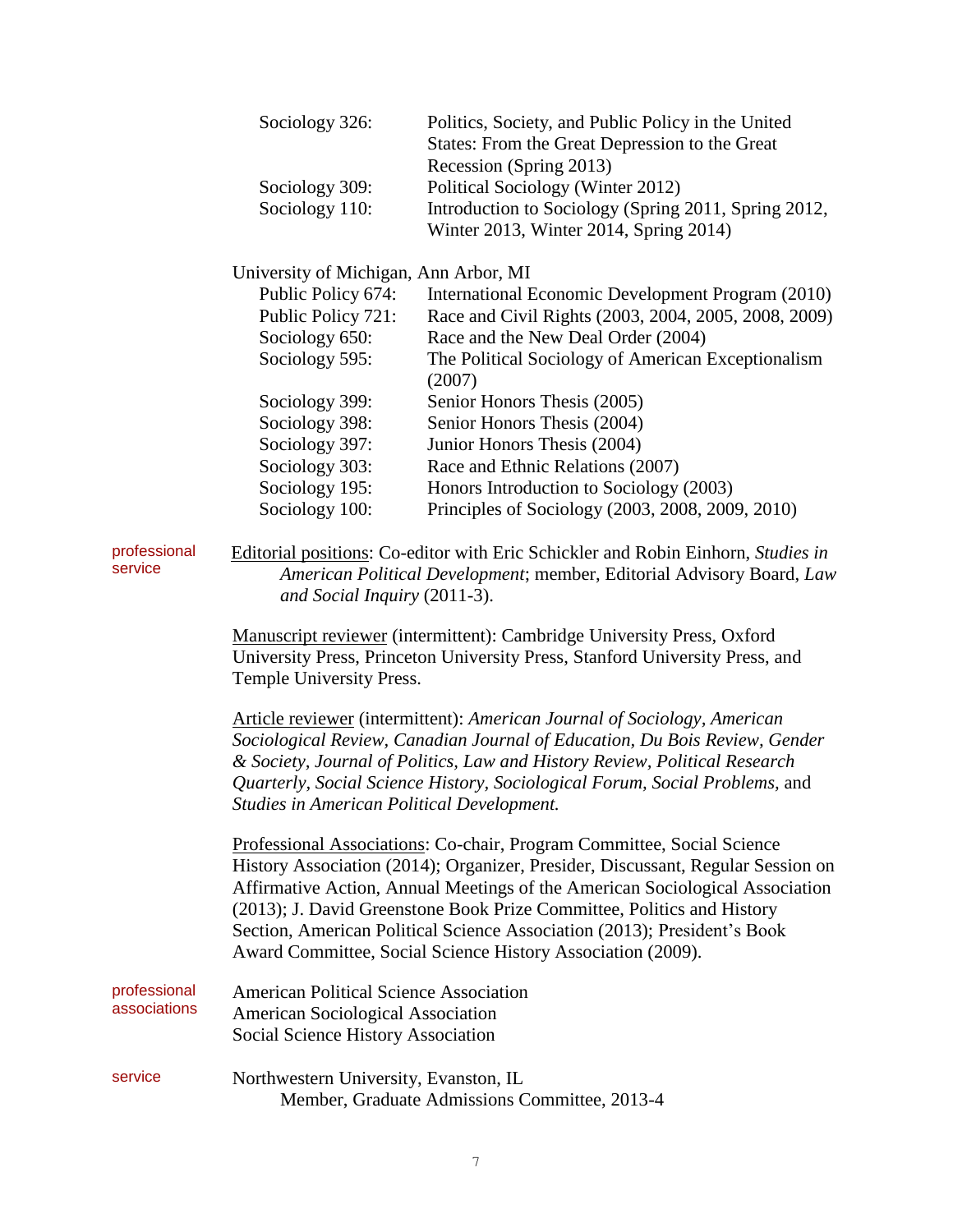| | |
|---|---|
| Sociology 326: | Politics, Society, and Public Policy in the United States: From the Great Depression to the Great Recession (Spring 2013) |
| Sociology 309: | Political Sociology (Winter 2012) |
| Sociology 110: | Introduction to Sociology (Spring 2011, Spring 2012, Winter 2013, Winter 2014, Spring 2014) |

University of Michigan, Ann Arbor, MI

| | |
|---|---|
| Public Policy 674: | International Economic Development Program (2010) |
| Public Policy 721: | Race and Civil Rights (2003, 2004, 2005, 2008, 2009) |
| Sociology 650: | Race and the New Deal Order (2004) |
| Sociology 595: | The Political Sociology of American Exceptionalism (2007) |
| Sociology 399: | Senior Honors Thesis (2005) |
| Sociology 398: | Senior Honors Thesis (2004) |
| Sociology 397: | Junior Honors Thesis (2004) |
| Sociology 303: | Race and Ethnic Relations (2007) |
| Sociology 195: | Honors Introduction to Sociology (2003) |
| Sociology 100: | Principles of Sociology (2003, 2008, 2009, 2010) |

## professional service

Editorial positions: Co-editor with Eric Schickler and Robin Einhorn, *Studies in American Political Development*; member, Editorial Advisory Board, *Law and Social Inquiry* (2011-3).

Manuscript reviewer (intermittent): Cambridge University Press, Oxford University Press, Princeton University Press, Stanford University Press, and Temple University Press.

Article reviewer (intermittent): *American Journal of Sociology*, *American Sociological Review, Canadian Journal of Education, Du Bois Review, Gender & Society, Journal of Politics, Law and History Review, Political Research Quarterly, Social Science History, Sociological Forum, Social Problems*, and *Studies in American Political Development.*

Professional Associations: Co-chair, Program Committee, Social Science History Association (2014); Organizer, Presider, Discussant, Regular Session on Affirmative Action, Annual Meetings of the American Sociological Association (2013); J. David Greenstone Book Prize Committee, Politics and History Section, American Political Science Association (2013); President's Book Award Committee, Social Science History Association (2009).

## professional associations

American Political Science Association
American Sociological Association
Social Science History Association

## service

Northwestern University, Evanston, IL
Member, Graduate Admissions Committee, 2013-4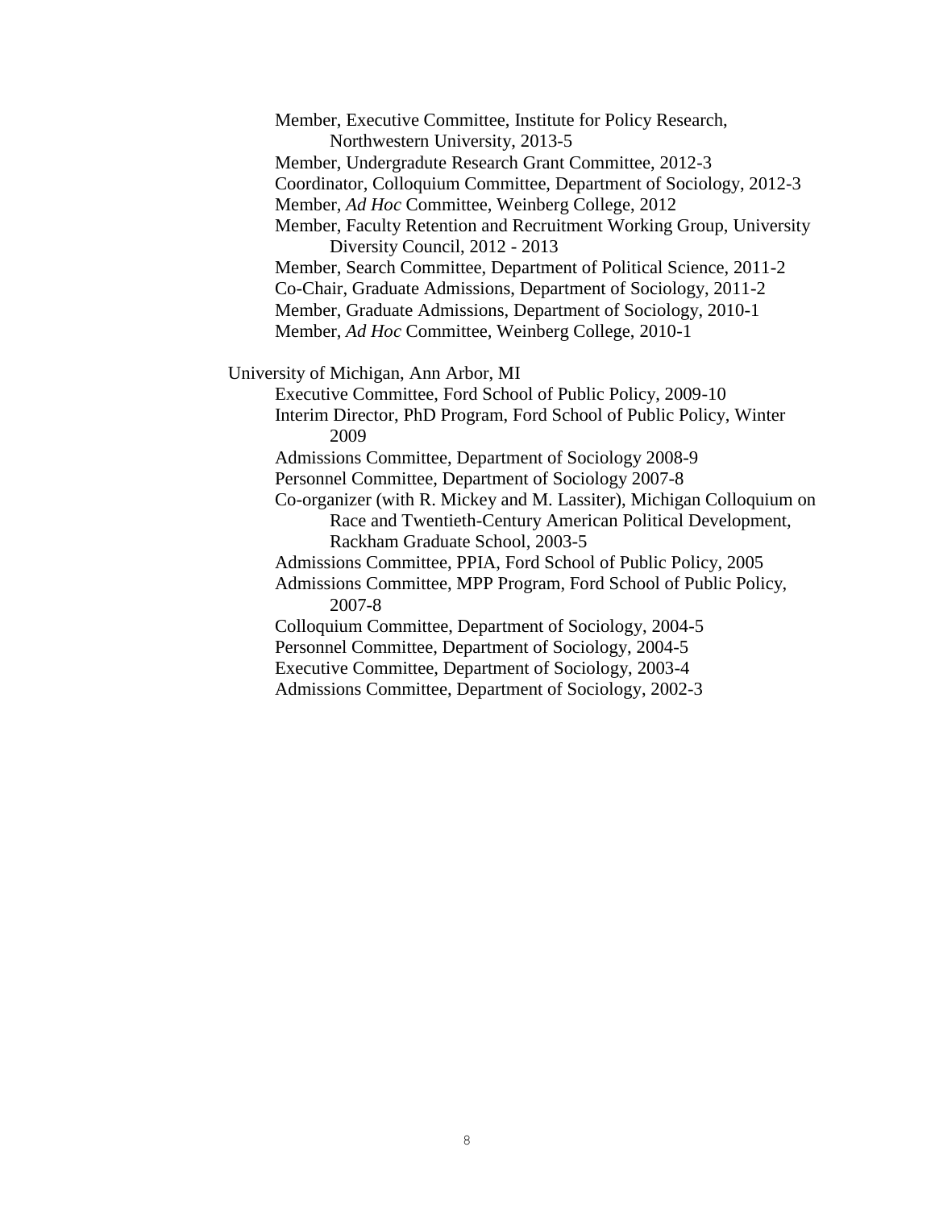Member, Executive Committee, Institute for Policy Research, Northwestern University, 2013-5
Member, Undergradute Research Grant Committee, 2012-3
Coordinator, Colloquium Committee, Department of Sociology, 2012-3
Member, *Ad Hoc* Committee, Weinberg College, 2012
Member, Faculty Retention and Recruitment Working Group, University Diversity Council, 2012 - 2013
Member, Search Committee, Department of Political Science, 2011-2
Co-Chair, Graduate Admissions, Department of Sociology, 2011-2
Member, Graduate Admissions, Department of Sociology, 2010-1
Member, *Ad Hoc* Committee, Weinberg College, 2010-1

University of Michigan, Ann Arbor, MI

Executive Committee, Ford School of Public Policy, 2009-10
Interim Director, PhD Program, Ford School of Public Policy, Winter 2009
Admissions Committee, Department of Sociology 2008-9
Personnel Committee, Department of Sociology 2007-8
Co-organizer (with R. Mickey and M. Lassiter), Michigan Colloquium on Race and Twentieth-Century American Political Development, Rackham Graduate School, 2003-5
Admissions Committee, PPIA, Ford School of Public Policy, 2005
Admissions Committee, MPP Program, Ford School of Public Policy, 2007-8
Colloquium Committee, Department of Sociology, 2004-5
Personnel Committee, Department of Sociology, 2004-5
Executive Committee, Department of Sociology, 2003-4
Admissions Committee, Department of Sociology, 2002-3